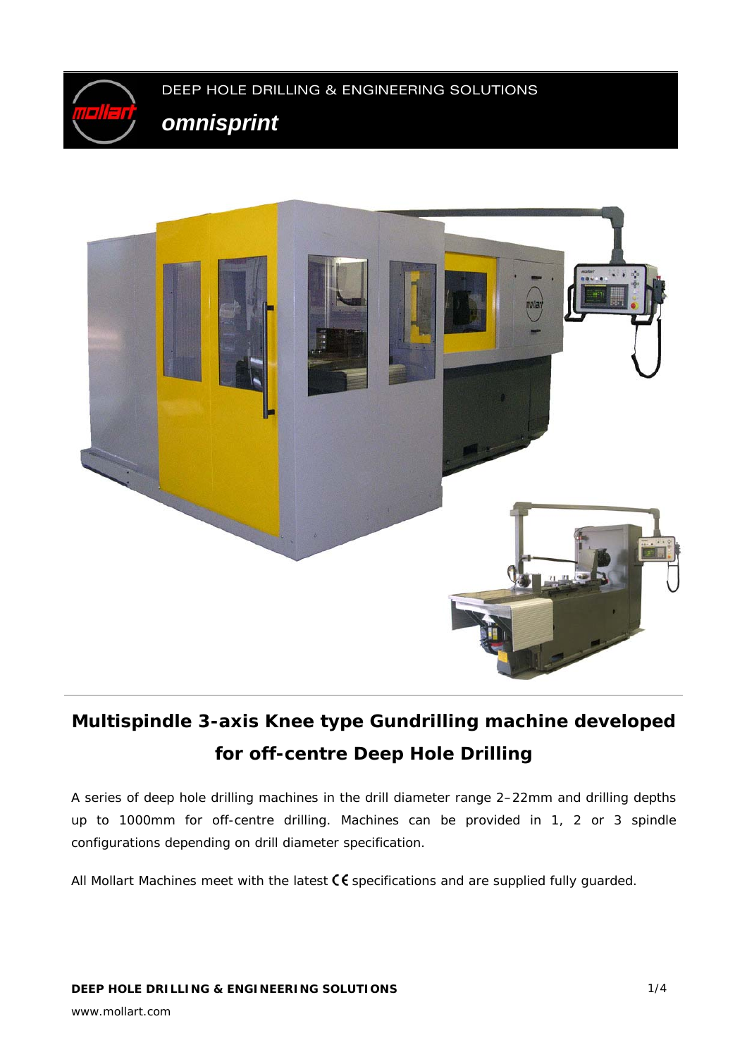DEEP HOLE DRILLING & ENGINEERING SOLUTIONS

***omnisprint***

## Multispindle 3-axis Knee type Gundrilling machine developed for off-centre Deep Hole Drilling

A series of deep hole drilling machines in the drill diameter range 2–22mm and drilling depths up to 1000mm for off-centre drilling. Machines can be provided in 1, 2 or 3 spindle configurations depending on drill diameter specification.

All Mollart Machines meet with the latest CE specifications and are supplied fully guarded.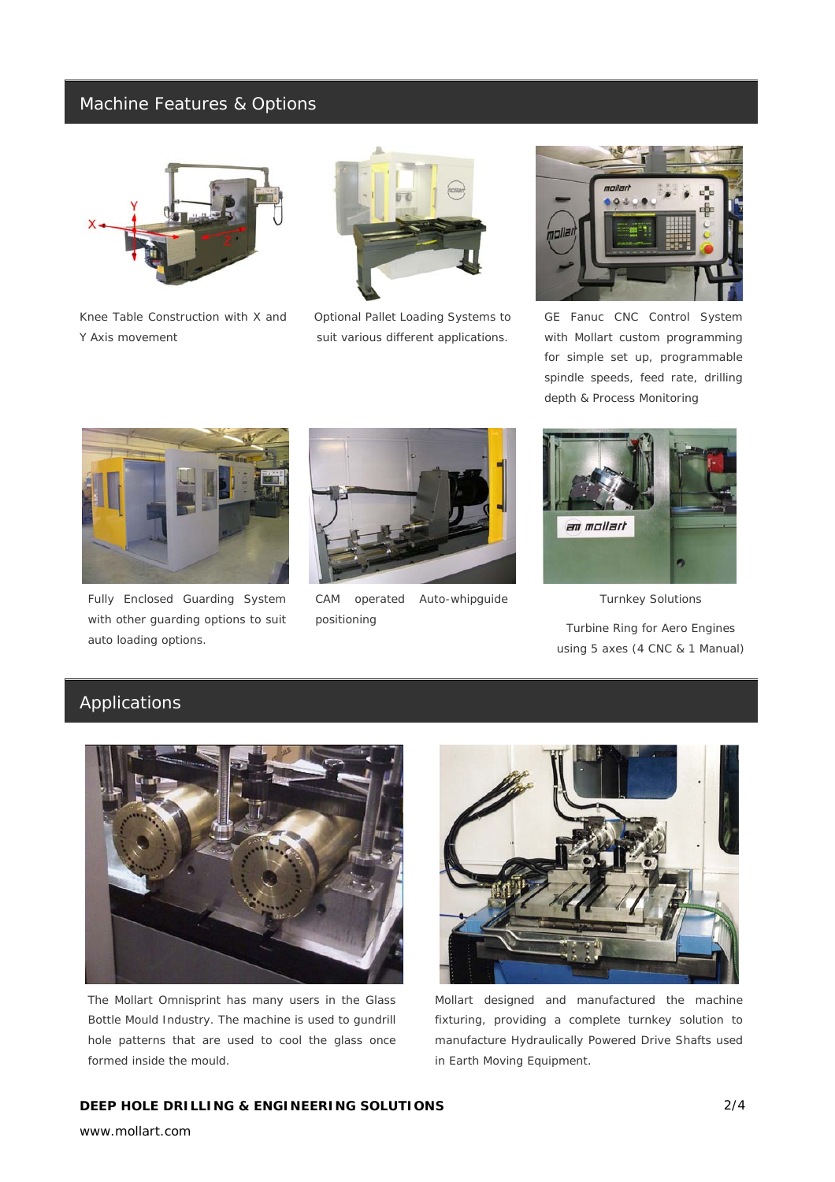## Machine Features & Options

Knee Table Construction with X and Y Axis movement

Optional Pallet Loading Systems to suit various different applications.

GE Fanuc CNC Control System with Mollart custom programming for simple set up, programmable spindle speeds, feed rate, drilling depth & Process Monitoring

Fully Enclosed Guarding System with other guarding options to suit auto loading options.

CAM operated Auto-whipguide positioning

Turnkey Solutions

Turbine Ring for Aero Engines using 5 axes (4 CNC & 1 Manual)

## Applications

The Mollart Omnisprint has many users in the Glass Bottle Mould Industry. The machine is used to gundrill hole patterns that are used to cool the glass once formed inside the mould.

Mollart designed and manufactured the machine fixturing, providing a complete turnkey solution to manufacture Hydraulically Powered Drive Shafts used in Earth Moving Equipment.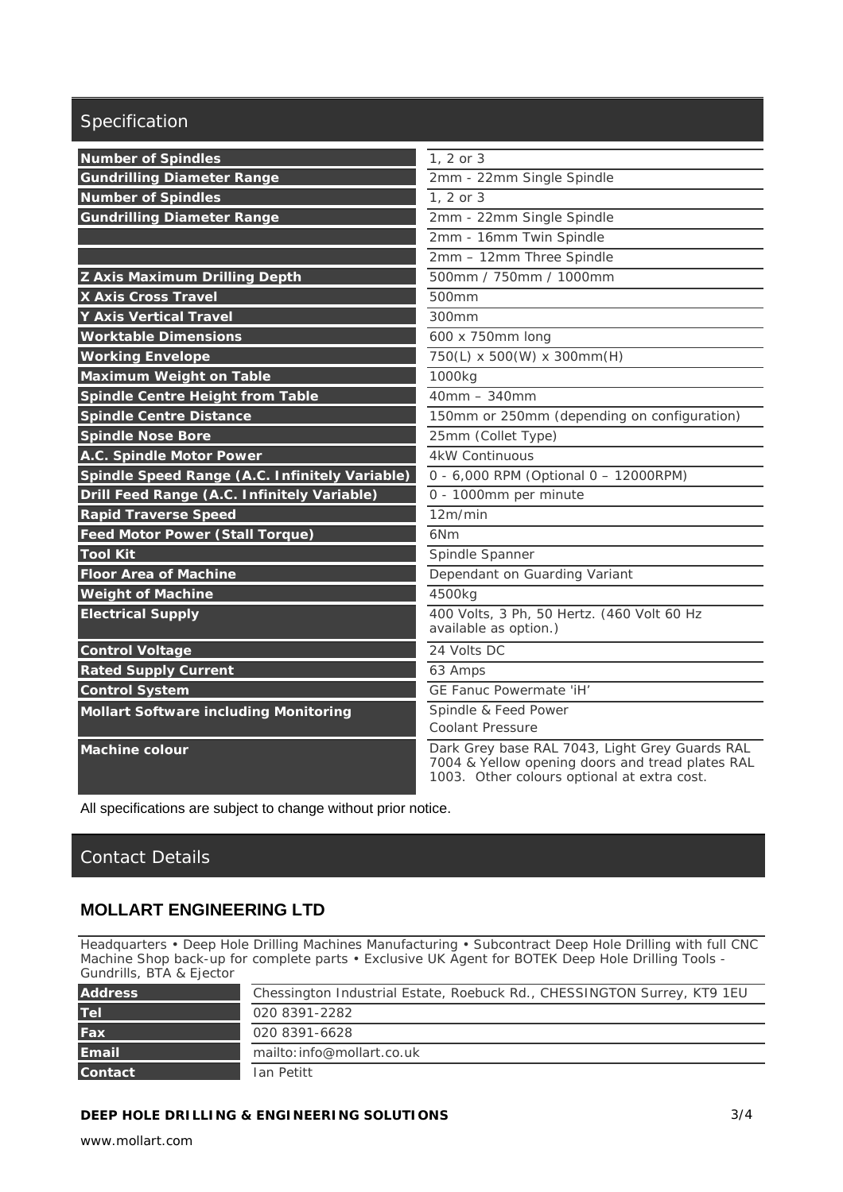## Specification

| | |
|---|---|
| **Number of Spindles** | 1, 2 or 3 |
| **Gundrilling Diameter Range** | 2mm - 22mm Single Spindle |
| **Number of Spindles** | 1, 2 or 3 |
| **Gundrilling Diameter Range** | 2mm - 22mm Single Spindle |
| | 2mm - 16mm Twin Spindle |
| | 2mm – 12mm Three Spindle |
| **Z Axis Maximum Drilling Depth** | 500mm / 750mm / 1000mm |
| **X Axis Cross Travel** | 500mm |
| **Y Axis Vertical Travel** | 300mm |
| **Worktable Dimensions** | 600 x 750mm long |
| **Working Envelope** | 750(L) x 500(W) x 300mm(H) |
| **Maximum Weight on Table** | 1000kg |
| **Spindle Centre Height from Table** | 40mm – 340mm |
| **Spindle Centre Distance** | 150mm or 250mm (depending on configuration) |
| **Spindle Nose Bore** | 25mm (Collet Type) |
| **A.C. Spindle Motor Power** | 4kW Continuous |
| **Spindle Speed Range (A.C. Infinitely Variable)** | 0 - 6,000 RPM (Optional 0 – 12000RPM) |
| **Drill Feed Range (A.C. Infinitely Variable)** | 0 - 1000mm per minute |
| **Rapid Traverse Speed** | 12m/min |
| **Feed Motor Power (Stall Torque)** | 6Nm |
| **Tool Kit** | Spindle Spanner |
| **Floor Area of Machine** | Dependant on Guarding Variant |
| **Weight of Machine** | 4500kg |
| **Electrical Supply** | 400 Volts, 3 Ph, 50 Hertz. (460 Volt 60 Hz available as option.) |
| **Control Voltage** | 24 Volts DC |
| **Rated Supply Current** | 63 Amps |
| **Control System** | GE Fanuc Powermate 'iH' |
| **Mollart Software including Monitoring** | Spindle & Feed Power<br>Coolant Pressure |
| **Machine colour** | Dark Grey base RAL 7043, Light Grey Guards RAL 7004 & Yellow opening doors and tread plates RAL 1003. Other colours optional at extra cost. |

All specifications are subject to change without prior notice.

## Contact Details

### MOLLART ENGINEERING LTD

Headquarters • Deep Hole Drilling Machines Manufacturing • Subcontract Deep Hole Drilling with full CNC Machine Shop back-up for complete parts • Exclusive UK Agent for BOTEK Deep Hole Drilling Tools - Gundrills, BTA & Ejector

| | |
|---|---|
| **Address** | Chessington Industrial Estate, Roebuck Rd., CHESSINGTON Surrey, KT9 1EU |
| **Tel** | 020 8391-2282 |
| **Fax** | 020 8391-6628 |
| **Email** | mailto:info@mollart.co.uk |
| **Contact** | Ian Petitt |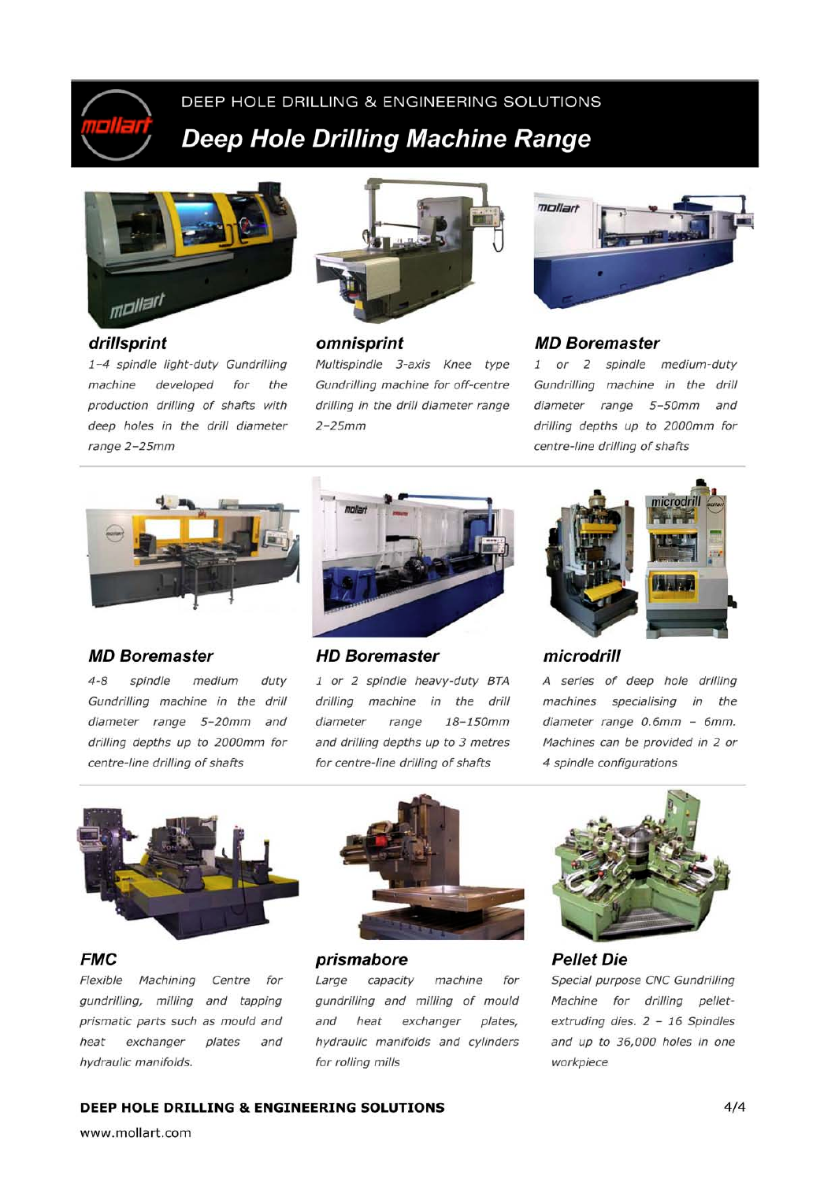DEEP HOLE DRILLING & ENGINEERING SOLUTIONS

# Deep Hole Drilling Machine Range

### drillsprint

*1–4 spindle light-duty Gundrilling machine developed for the production drilling of shafts with deep holes in the drill diameter range 2–25mm*

### omnisprint

*Multispindle 3-axis Knee type Gundrilling machine for off-centre drilling in the drill diameter range 2–25mm*

### MD Boremaster

*1 or 2 spindle medium-duty Gundrilling machine in the drill diameter range 5–50mm and drilling depths up to 2000mm for centre-line drilling of shafts*

### MD Boremaster

*4-8 spindle medium duty Gundrilling machine in the drill diameter range 5–20mm and drilling depths up to 2000mm for centre-line drilling of shafts*

### HD Boremaster

*1 or 2 spindle heavy-duty BTA drilling machine in the drill diameter range 18–150mm and drilling depths up to 3 metres for centre-line drilling of shafts*

### microdrill

*A series of deep hole drilling machines specialising in the diameter range 0.6mm – 6mm. Machines can be provided in 2 or 4 spindle configurations*

### FMC

*Flexible Machining Centre for gundrilling, milling and tapping prismatic parts such as mould and heat exchanger plates and hydraulic manifolds.*

### prismabore

*Large capacity machine for gundrilling and milling of mould and heat exchanger plates, hydraulic manifolds and cylinders for rolling mills*

### Pellet Die

*Special purpose CNC Gundrilling Machine for drilling pellet-extruding dies. 2 – 16 Spindles and up to 36,000 holes in one workpiece*

**DEEP HOLE DRILLING & ENGINEERING SOLUTIONS**

www.mollart.com